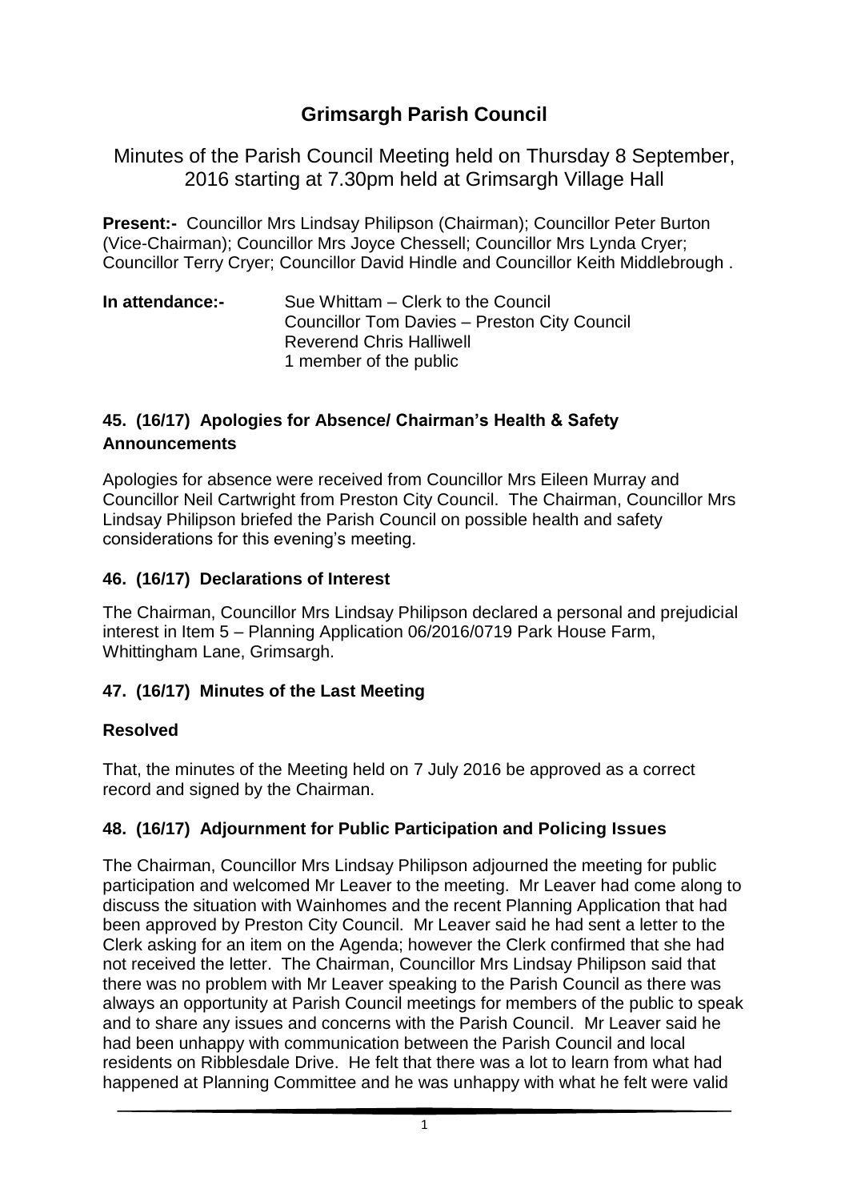# Grimsargh Parish Council

Minutes of the Parish Council Meeting held on Thursday 8 September, 2016 starting at 7.30pm held at Grimsargh Village Hall

**Present:-** Councillor Mrs Lindsay Philipson (Chairman); Councillor Peter Burton (Vice-Chairman); Councillor Mrs Joyce Chessell; Councillor Mrs Lynda Cryer; Councillor Terry Cryer; Councillor David Hindle and Councillor Keith Middlebrough .

**In attendance:-** Sue Whittam – Clerk to the Council
Councillor Tom Davies – Preston City Council
Reverend Chris Halliwell
1 member of the public

### 45. (16/17) Apologies for Absence/ Chairman's Health & Safety Announcements

Apologies for absence were received from Councillor Mrs Eileen Murray and Councillor Neil Cartwright from Preston City Council. The Chairman, Councillor Mrs Lindsay Philipson briefed the Parish Council on possible health and safety considerations for this evening's meeting.

### 46. (16/17) Declarations of Interest

The Chairman, Councillor Mrs Lindsay Philipson declared a personal and prejudicial interest in Item 5 – Planning Application 06/2016/0719 Park House Farm, Whittingham Lane, Grimsargh.

### 47. (16/17) Minutes of the Last Meeting

**Resolved**

That, the minutes of the Meeting held on 7 July 2016 be approved as a correct record and signed by the Chairman.

### 48. (16/17) Adjournment for Public Participation and Policing Issues

The Chairman, Councillor Mrs Lindsay Philipson adjourned the meeting for public participation and welcomed Mr Leaver to the meeting. Mr Leaver had come along to discuss the situation with Wainhomes and the recent Planning Application that had been approved by Preston City Council. Mr Leaver said he had sent a letter to the Clerk asking for an item on the Agenda; however the Clerk confirmed that she had not received the letter. The Chairman, Councillor Mrs Lindsay Philipson said that there was no problem with Mr Leaver speaking to the Parish Council as there was always an opportunity at Parish Council meetings for members of the public to speak and to share any issues and concerns with the Parish Council. Mr Leaver said he had been unhappy with communication between the Parish Council and local residents on Ribblesdale Drive. He felt that there was a lot to learn from what had happened at Planning Committee and he was unhappy with what he felt were valid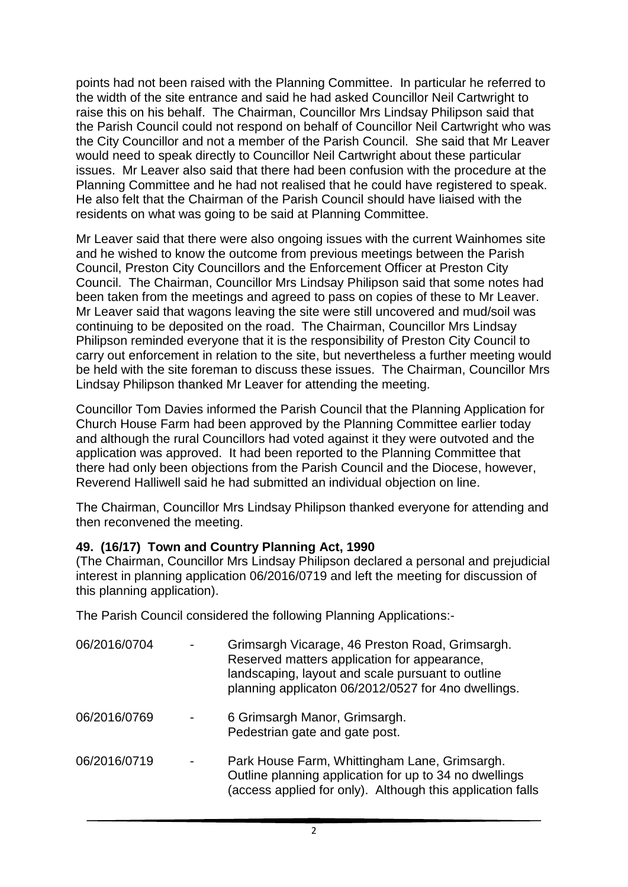points had not been raised with the Planning Committee. In particular he referred to the width of the site entrance and said he had asked Councillor Neil Cartwright to raise this on his behalf. The Chairman, Councillor Mrs Lindsay Philipson said that the Parish Council could not respond on behalf of Councillor Neil Cartwright who was the City Councillor and not a member of the Parish Council. She said that Mr Leaver would need to speak directly to Councillor Neil Cartwright about these particular issues. Mr Leaver also said that there had been confusion with the procedure at the Planning Committee and he had not realised that he could have registered to speak. He also felt that the Chairman of the Parish Council should have liaised with the residents on what was going to be said at Planning Committee.

Mr Leaver said that there were also ongoing issues with the current Wainhomes site and he wished to know the outcome from previous meetings between the Parish Council, Preston City Councillors and the Enforcement Officer at Preston City Council. The Chairman, Councillor Mrs Lindsay Philipson said that some notes had been taken from the meetings and agreed to pass on copies of these to Mr Leaver. Mr Leaver said that wagons leaving the site were still uncovered and mud/soil was continuing to be deposited on the road. The Chairman, Councillor Mrs Lindsay Philipson reminded everyone that it is the responsibility of Preston City Council to carry out enforcement in relation to the site, but nevertheless a further meeting would be held with the site foreman to discuss these issues. The Chairman, Councillor Mrs Lindsay Philipson thanked Mr Leaver for attending the meeting.

Councillor Tom Davies informed the Parish Council that the Planning Application for Church House Farm had been approved by the Planning Committee earlier today and although the rural Councillors had voted against it they were outvoted and the application was approved. It had been reported to the Planning Committee that there had only been objections from the Parish Council and the Diocese, however, Reverend Halliwell said he had submitted an individual objection on line.

The Chairman, Councillor Mrs Lindsay Philipson thanked everyone for attending and then reconvened the meeting.

**49. (16/17) Town and Country Planning Act, 1990**

(The Chairman, Councillor Mrs Lindsay Philipson declared a personal and prejudicial interest in planning application 06/2016/0719 and left the meeting for discussion of this planning application).

The Parish Council considered the following Planning Applications:-

| | | |
|---|---|---|
| 06/2016/0704 | - | Grimsargh Vicarage, 46 Preston Road, Grimsargh. Reserved matters application for appearance, landscaping, layout and scale pursuant to outline planning applicaton 06/2012/0527 for 4no dwellings. |
| 06/2016/0769 | - | 6 Grimsargh Manor, Grimsargh. Pedestrian gate and gate post. |
| 06/2016/0719 | - | Park House Farm, Whittingham Lane, Grimsargh. Outline planning application for up to 34 no dwellings (access applied for only). Although this application falls |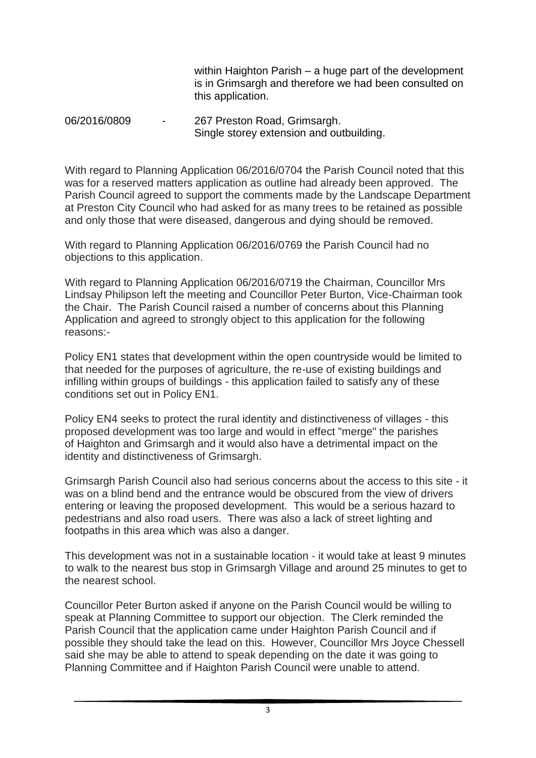within Haighton Parish – a huge part of the development is in Grimsargh and therefore we had been consulted on this application.

06/2016/0809 - 267 Preston Road, Grimsargh.
Single storey extension and outbuilding.

With regard to Planning Application 06/2016/0704 the Parish Council noted that this was for a reserved matters application as outline had already been approved. The Parish Council agreed to support the comments made by the Landscape Department at Preston City Council who had asked for as many trees to be retained as possible and only those that were diseased, dangerous and dying should be removed.

With regard to Planning Application 06/2016/0769 the Parish Council had no objections to this application.

With regard to Planning Application 06/2016/0719 the Chairman, Councillor Mrs Lindsay Philipson left the meeting and Councillor Peter Burton, Vice-Chairman took the Chair. The Parish Council raised a number of concerns about this Planning Application and agreed to strongly object to this application for the following reasons:-

Policy EN1 states that development within the open countryside would be limited to that needed for the purposes of agriculture, the re-use of existing buildings and infilling within groups of buildings - this application failed to satisfy any of these conditions set out in Policy EN1.

Policy EN4 seeks to protect the rural identity and distinctiveness of villages - this proposed development was too large and would in effect "merge" the parishes of Haighton and Grimsargh and it would also have a detrimental impact on the identity and distinctiveness of Grimsargh.

Grimsargh Parish Council also had serious concerns about the access to this site - it was on a blind bend and the entrance would be obscured from the view of drivers entering or leaving the proposed development. This would be a serious hazard to pedestrians and also road users. There was also a lack of street lighting and footpaths in this area which was also a danger.

This development was not in a sustainable location - it would take at least 9 minutes to walk to the nearest bus stop in Grimsargh Village and around 25 minutes to get to the nearest school.

Councillor Peter Burton asked if anyone on the Parish Council would be willing to speak at Planning Committee to support our objection. The Clerk reminded the Parish Council that the application came under Haighton Parish Council and if possible they should take the lead on this. However, Councillor Mrs Joyce Chessell said she may be able to attend to speak depending on the date it was going to Planning Committee and if Haighton Parish Council were unable to attend.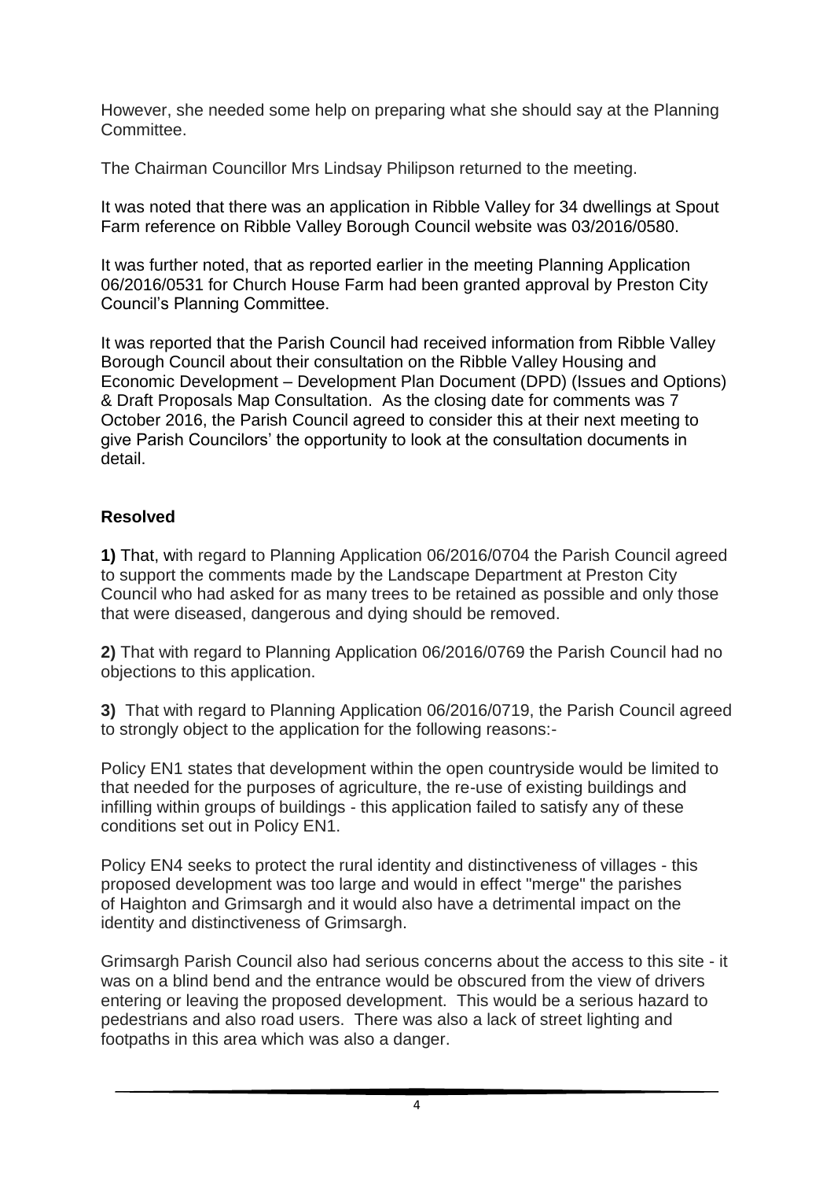However, she needed some help on preparing what she should say at the Planning Committee.

The Chairman Councillor Mrs Lindsay Philipson returned to the meeting.

It was noted that there was an application in Ribble Valley for 34 dwellings at Spout Farm reference on Ribble Valley Borough Council website was 03/2016/0580.

It was further noted, that as reported earlier in the meeting Planning Application 06/2016/0531 for Church House Farm had been granted approval by Preston City Council's Planning Committee.

It was reported that the Parish Council had received information from Ribble Valley Borough Council about their consultation on the Ribble Valley Housing and Economic Development – Development Plan Document (DPD) (Issues and Options) & Draft Proposals Map Consultation. As the closing date for comments was 7 October 2016, the Parish Council agreed to consider this at their next meeting to give Parish Councilors' the opportunity to look at the consultation documents in detail.

**Resolved**

**1)** That, with regard to Planning Application 06/2016/0704 the Parish Council agreed to support the comments made by the Landscape Department at Preston City Council who had asked for as many trees to be retained as possible and only those that were diseased, dangerous and dying should be removed.

**2)** That with regard to Planning Application 06/2016/0769 the Parish Council had no objections to this application.

**3)** That with regard to Planning Application 06/2016/0719, the Parish Council agreed to strongly object to the application for the following reasons:-

Policy EN1 states that development within the open countryside would be limited to that needed for the purposes of agriculture, the re-use of existing buildings and infilling within groups of buildings - this application failed to satisfy any of these conditions set out in Policy EN1.

Policy EN4 seeks to protect the rural identity and distinctiveness of villages - this proposed development was too large and would in effect "merge" the parishes of Haighton and Grimsargh and it would also have a detrimental impact on the identity and distinctiveness of Grimsargh.

Grimsargh Parish Council also had serious concerns about the access to this site - it was on a blind bend and the entrance would be obscured from the view of drivers entering or leaving the proposed development. This would be a serious hazard to pedestrians and also road users. There was also a lack of street lighting and footpaths in this area which was also a danger.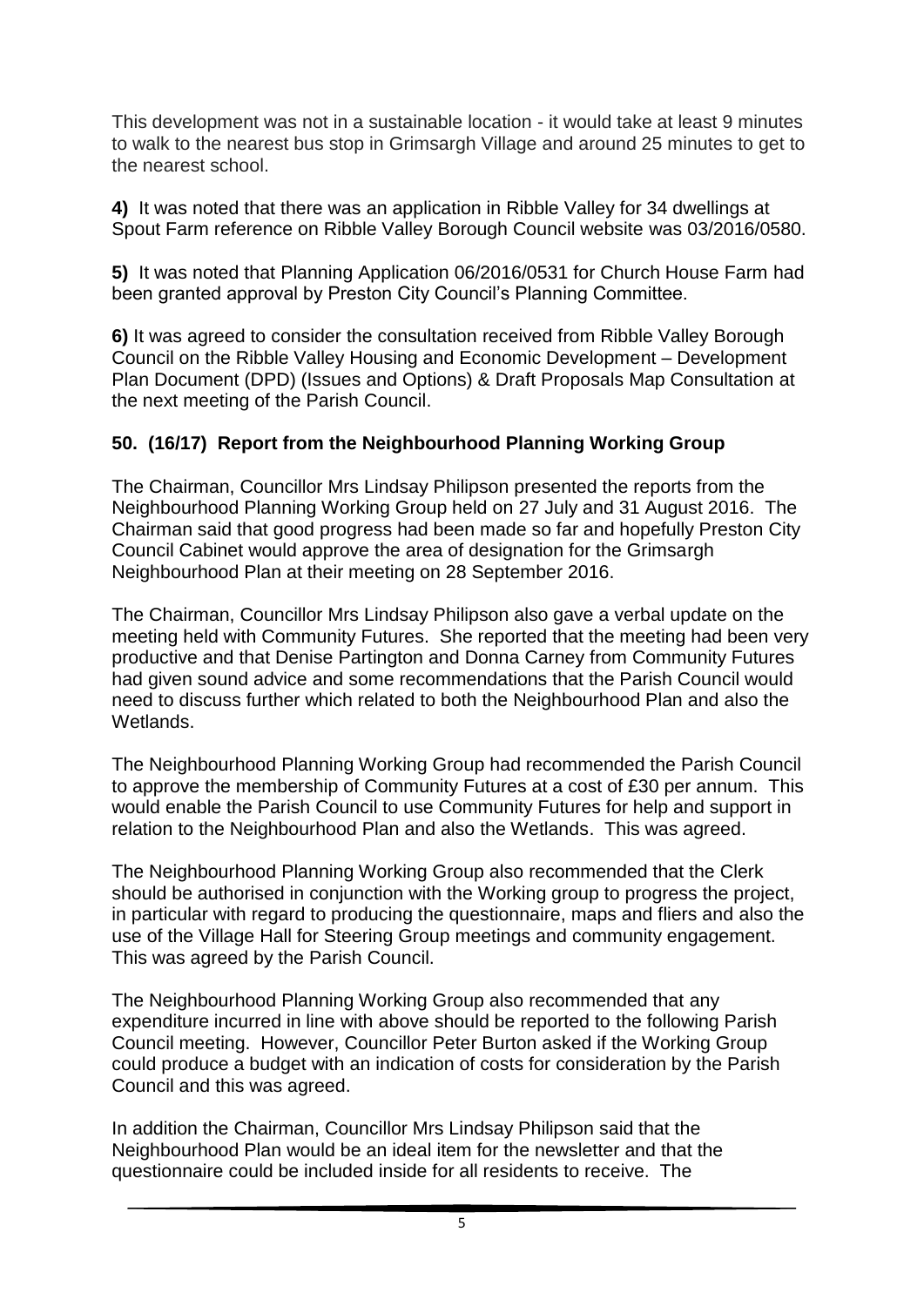This development was not in a sustainable location - it would take at least 9 minutes to walk to the nearest bus stop in Grimsargh Village and around 25 minutes to get to the nearest school.

**4)** It was noted that there was an application in Ribble Valley for 34 dwellings at Spout Farm reference on Ribble Valley Borough Council website was 03/2016/0580.

**5)** It was noted that Planning Application 06/2016/0531 for Church House Farm had been granted approval by Preston City Council's Planning Committee.

**6)** It was agreed to consider the consultation received from Ribble Valley Borough Council on the Ribble Valley Housing and Economic Development – Development Plan Document (DPD) (Issues and Options) & Draft Proposals Map Consultation at the next meeting of the Parish Council.

## 50. (16/17) Report from the Neighbourhood Planning Working Group

The Chairman, Councillor Mrs Lindsay Philipson presented the reports from the Neighbourhood Planning Working Group held on 27 July and 31 August 2016. The Chairman said that good progress had been made so far and hopefully Preston City Council Cabinet would approve the area of designation for the Grimsargh Neighbourhood Plan at their meeting on 28 September 2016.

The Chairman, Councillor Mrs Lindsay Philipson also gave a verbal update on the meeting held with Community Futures. She reported that the meeting had been very productive and that Denise Partington and Donna Carney from Community Futures had given sound advice and some recommendations that the Parish Council would need to discuss further which related to both the Neighbourhood Plan and also the Wetlands.

The Neighbourhood Planning Working Group had recommended the Parish Council to approve the membership of Community Futures at a cost of £30 per annum. This would enable the Parish Council to use Community Futures for help and support in relation to the Neighbourhood Plan and also the Wetlands. This was agreed.

The Neighbourhood Planning Working Group also recommended that the Clerk should be authorised in conjunction with the Working group to progress the project, in particular with regard to producing the questionnaire, maps and fliers and also the use of the Village Hall for Steering Group meetings and community engagement. This was agreed by the Parish Council.

The Neighbourhood Planning Working Group also recommended that any expenditure incurred in line with above should be reported to the following Parish Council meeting. However, Councillor Peter Burton asked if the Working Group could produce a budget with an indication of costs for consideration by the Parish Council and this was agreed.

In addition the Chairman, Councillor Mrs Lindsay Philipson said that the Neighbourhood Plan would be an ideal item for the newsletter and that the questionnaire could be included inside for all residents to receive. The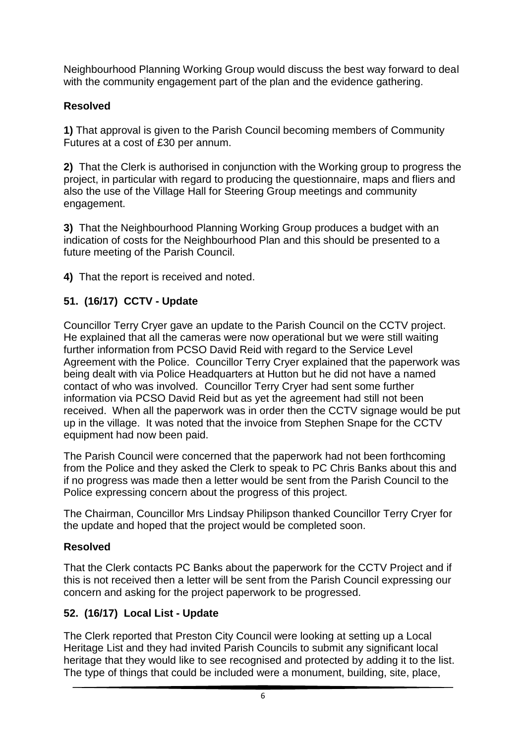Neighbourhood Planning Working Group would discuss the best way forward to deal with the community engagement part of the plan and the evidence gathering.

**Resolved**

**1)** That approval is given to the Parish Council becoming members of Community Futures at a cost of £30 per annum.

**2)** That the Clerk is authorised in conjunction with the Working group to progress the project, in particular with regard to producing the questionnaire, maps and fliers and also the use of the Village Hall for Steering Group meetings and community engagement.

**3)** That the Neighbourhood Planning Working Group produces a budget with an indication of costs for the Neighbourhood Plan and this should be presented to a future meeting of the Parish Council.

**4)** That the report is received and noted.

## 51. (16/17) CCTV - Update

Councillor Terry Cryer gave an update to the Parish Council on the CCTV project. He explained that all the cameras were now operational but we were still waiting further information from PCSO David Reid with regard to the Service Level Agreement with the Police. Councillor Terry Cryer explained that the paperwork was being dealt with via Police Headquarters at Hutton but he did not have a named contact of who was involved. Councillor Terry Cryer had sent some further information via PCSO David Reid but as yet the agreement had still not been received. When all the paperwork was in order then the CCTV signage would be put up in the village. It was noted that the invoice from Stephen Snape for the CCTV equipment had now been paid.

The Parish Council were concerned that the paperwork had not been forthcoming from the Police and they asked the Clerk to speak to PC Chris Banks about this and if no progress was made then a letter would be sent from the Parish Council to the Police expressing concern about the progress of this project.

The Chairman, Councillor Mrs Lindsay Philipson thanked Councillor Terry Cryer for the update and hoped that the project would be completed soon.

**Resolved**

That the Clerk contacts PC Banks about the paperwork for the CCTV Project and if this is not received then a letter will be sent from the Parish Council expressing our concern and asking for the project paperwork to be progressed.

## 52. (16/17) Local List - Update

The Clerk reported that Preston City Council were looking at setting up a Local Heritage List and they had invited Parish Councils to submit any significant local heritage that they would like to see recognised and protected by adding it to the list. The type of things that could be included were a monument, building, site, place,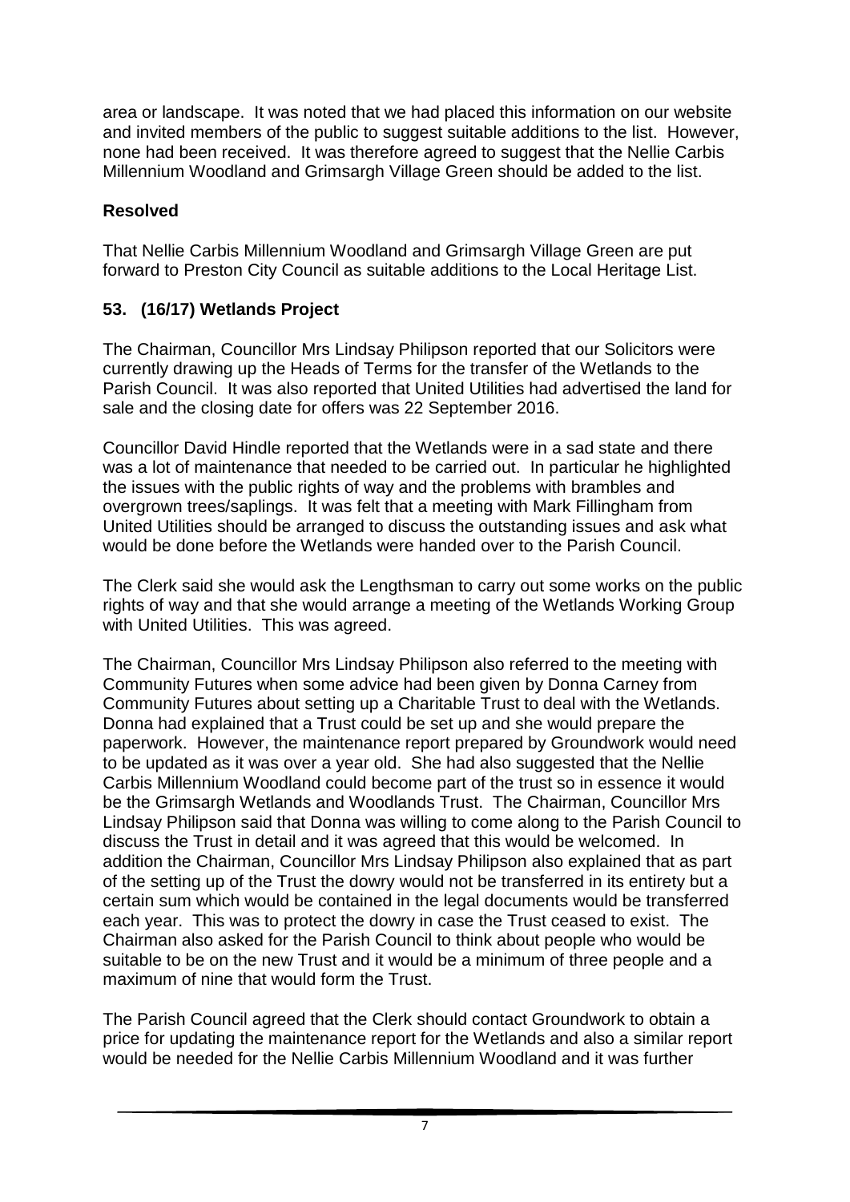area or landscape. It was noted that we had placed this information on our website and invited members of the public to suggest suitable additions to the list. However, none had been received. It was therefore agreed to suggest that the Nellie Carbis Millennium Woodland and Grimsargh Village Green should be added to the list.

**Resolved**

That Nellie Carbis Millennium Woodland and Grimsargh Village Green are put forward to Preston City Council as suitable additions to the Local Heritage List.

## 53. (16/17) Wetlands Project

The Chairman, Councillor Mrs Lindsay Philipson reported that our Solicitors were currently drawing up the Heads of Terms for the transfer of the Wetlands to the Parish Council. It was also reported that United Utilities had advertised the land for sale and the closing date for offers was 22 September 2016.

Councillor David Hindle reported that the Wetlands were in a sad state and there was a lot of maintenance that needed to be carried out. In particular he highlighted the issues with the public rights of way and the problems with brambles and overgrown trees/saplings. It was felt that a meeting with Mark Fillingham from United Utilities should be arranged to discuss the outstanding issues and ask what would be done before the Wetlands were handed over to the Parish Council.

The Clerk said she would ask the Lengthsman to carry out some works on the public rights of way and that she would arrange a meeting of the Wetlands Working Group with United Utilities. This was agreed.

The Chairman, Councillor Mrs Lindsay Philipson also referred to the meeting with Community Futures when some advice had been given by Donna Carney from Community Futures about setting up a Charitable Trust to deal with the Wetlands. Donna had explained that a Trust could be set up and she would prepare the paperwork. However, the maintenance report prepared by Groundwork would need to be updated as it was over a year old. She had also suggested that the Nellie Carbis Millennium Woodland could become part of the trust so in essence it would be the Grimsargh Wetlands and Woodlands Trust. The Chairman, Councillor Mrs Lindsay Philipson said that Donna was willing to come along to the Parish Council to discuss the Trust in detail and it was agreed that this would be welcomed. In addition the Chairman, Councillor Mrs Lindsay Philipson also explained that as part of the setting up of the Trust the dowry would not be transferred in its entirety but a certain sum which would be contained in the legal documents would be transferred each year. This was to protect the dowry in case the Trust ceased to exist. The Chairman also asked for the Parish Council to think about people who would be suitable to be on the new Trust and it would be a minimum of three people and a maximum of nine that would form the Trust.

The Parish Council agreed that the Clerk should contact Groundwork to obtain a price for updating the maintenance report for the Wetlands and also a similar report would be needed for the Nellie Carbis Millennium Woodland and it was further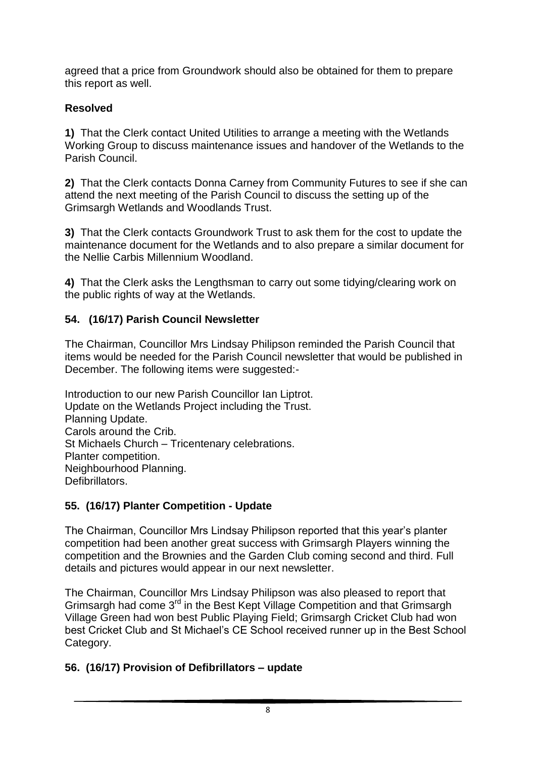agreed that a price from Groundwork should also be obtained for them to prepare this report as well.

**Resolved**

**1)** That the Clerk contact United Utilities to arrange a meeting with the Wetlands Working Group to discuss maintenance issues and handover of the Wetlands to the Parish Council.

**2)** That the Clerk contacts Donna Carney from Community Futures to see if she can attend the next meeting of the Parish Council to discuss the setting up of the Grimsargh Wetlands and Woodlands Trust.

**3)** That the Clerk contacts Groundwork Trust to ask them for the cost to update the maintenance document for the Wetlands and to also prepare a similar document for the Nellie Carbis Millennium Woodland.

**4)** That the Clerk asks the Lengthsman to carry out some tidying/clearing work on the public rights of way at the Wetlands.

## 54. (16/17) Parish Council Newsletter

The Chairman, Councillor Mrs Lindsay Philipson reminded the Parish Council that items would be needed for the Parish Council newsletter that would be published in December. The following items were suggested:-

Introduction to our new Parish Councillor Ian Liptrot.
Update on the Wetlands Project including the Trust.
Planning Update.
Carols around the Crib.
St Michaels Church – Tricentenary celebrations.
Planter competition.
Neighbourhood Planning.
Defibrillators.

## 55. (16/17) Planter Competition - Update

The Chairman, Councillor Mrs Lindsay Philipson reported that this year's planter competition had been another great success with Grimsargh Players winning the competition and the Brownies and the Garden Club coming second and third. Full details and pictures would appear in our next newsletter.

The Chairman, Councillor Mrs Lindsay Philipson was also pleased to report that Grimsargh had come 3rd in the Best Kept Village Competition and that Grimsargh Village Green had won best Public Playing Field; Grimsargh Cricket Club had won best Cricket Club and St Michael's CE School received runner up in the Best School Category.

## 56. (16/17) Provision of Defibrillators – update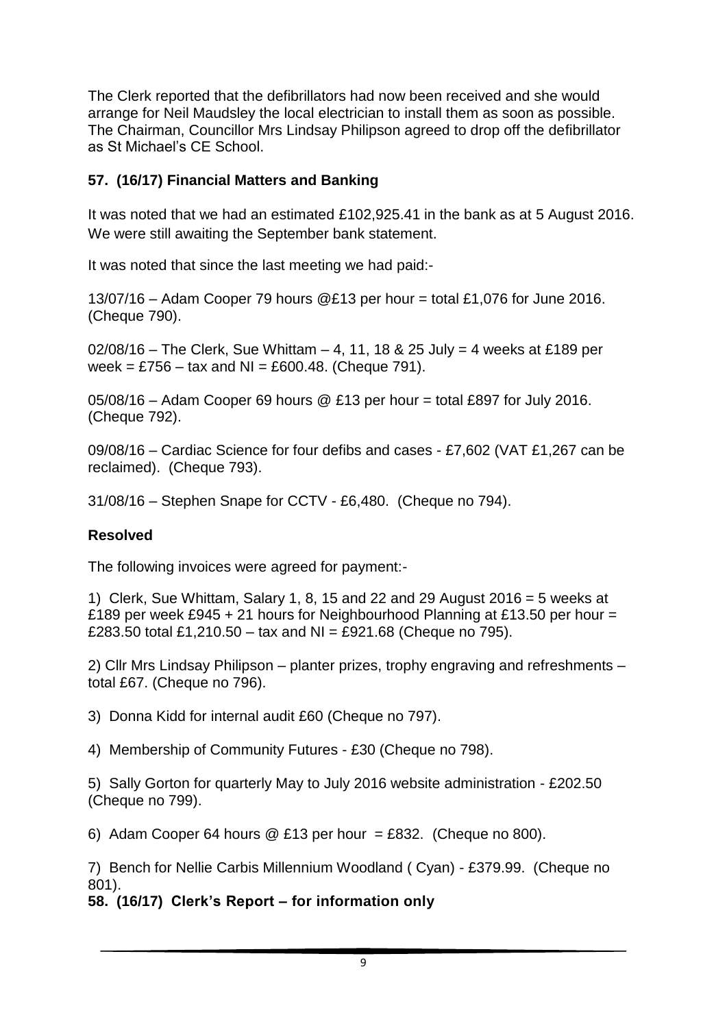The Clerk reported that the defibrillators had now been received and she would arrange for Neil Maudsley the local electrician to install them as soon as possible. The Chairman, Councillor Mrs Lindsay Philipson agreed to drop off the defibrillator as St Michael's CE School.

### 57. (16/17) Financial Matters and Banking

It was noted that we had an estimated £102,925.41 in the bank as at 5 August 2016. We were still awaiting the September bank statement.

It was noted that since the last meeting we had paid:-

13/07/16 – Adam Cooper 79 hours @£13 per hour = total £1,076 for June 2016. (Cheque 790).

02/08/16 – The Clerk, Sue Whittam – 4, 11, 18 & 25 July = 4 weeks at £189 per week = £756 – tax and NI = £600.48. (Cheque 791).

05/08/16 – Adam Cooper 69 hours @ £13 per hour = total £897 for July 2016. (Cheque 792).

09/08/16 – Cardiac Science for four defibs and cases - £7,602 (VAT £1,267 can be reclaimed). (Cheque 793).

31/08/16 – Stephen Snape for CCTV - £6,480. (Cheque no 794).

**Resolved**

The following invoices were agreed for payment:-

1) Clerk, Sue Whittam, Salary 1, 8, 15 and 22 and 29 August 2016 = 5 weeks at £189 per week £945 + 21 hours for Neighbourhood Planning at £13.50 per hour = £283.50 total £1,210.50 – tax and NI = £921.68 (Cheque no 795).

2) Cllr Mrs Lindsay Philipson – planter prizes, trophy engraving and refreshments – total £67. (Cheque no 796).

3) Donna Kidd for internal audit £60 (Cheque no 797).

4) Membership of Community Futures - £30 (Cheque no 798).

5) Sally Gorton for quarterly May to July 2016 website administration - £202.50 (Cheque no 799).

6) Adam Cooper 64 hours @ £13 per hour = £832. (Cheque no 800).

7) Bench for Nellie Carbis Millennium Woodland ( Cyan) - £379.99. (Cheque no 801).

### 58. (16/17) Clerk's Report – for information only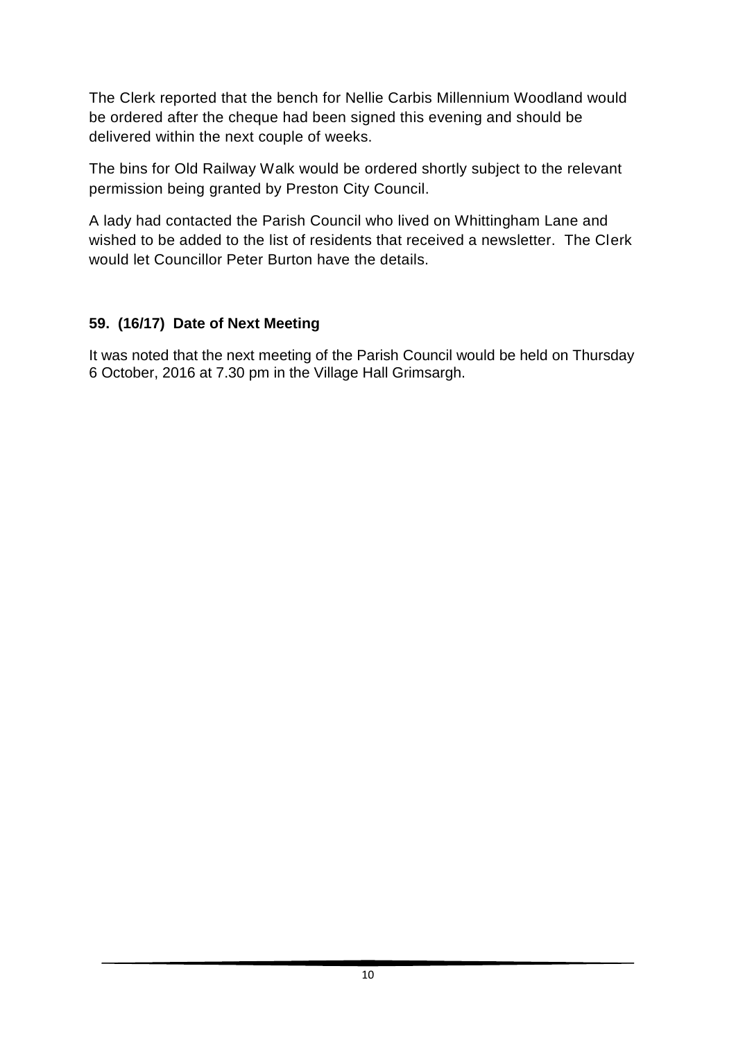The Clerk reported that the bench for Nellie Carbis Millennium Woodland would be ordered after the cheque had been signed this evening and should be delivered within the next couple of weeks.

The bins for Old Railway Walk would be ordered shortly subject to the relevant permission being granted by Preston City Council.

A lady had contacted the Parish Council who lived on Whittingham Lane and wished to be added to the list of residents that received a newsletter. The Clerk would let Councillor Peter Burton have the details.

**59. (16/17) Date of Next Meeting**

It was noted that the next meeting of the Parish Council would be held on Thursday 6 October, 2016 at 7.30 pm in the Village Hall Grimsargh.